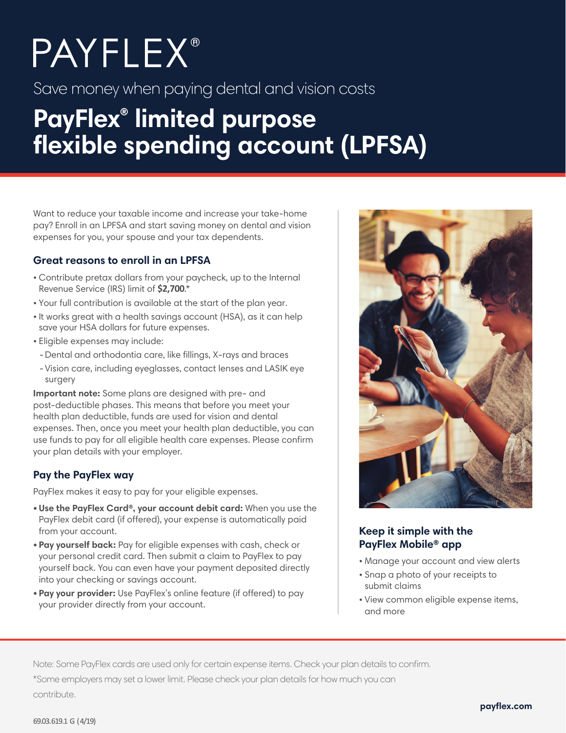# PAYFLEX®

Save money when paying dental and vision costs

# PayFlex® limited purpose flexible spending account (LPFSA)

Want to reduce your taxable income and increase your take-home pay? Enroll in an LPFSA and start saving money on dental and vision expenses for you, your spouse and your tax dependents.

## Great reasons to enroll in an LPFSA

- Contribute pretax dollars from your paycheck, up to the Internal Revenue Service (IRS) limit of **$2,700**.*
- Your full contribution is available at the start of the plan year.
- It works great with a health savings account (HSA), as it can help save your HSA dollars for future expenses.
- Eligible expenses may include:
  - Dental and orthodontia care, like fillings, X-rays and braces
  - Vision care, including eyeglasses, contact lenses and LASIK eye surgery

**Important note:** Some plans are designed with pre- and post-deductible phases. This means that before you meet your health plan deductible, funds are used for vision and dental expenses. Then, once you meet your health plan deductible, you can use funds to pay for all eligible health care expenses. Please confirm your plan details with your employer.

## Pay the PayFlex way

PayFlex makes it easy to pay for your eligible expenses.

- **Use the PayFlex Card®, your account debit card:** When you use the PayFlex debit card (if offered), your expense is automatically paid from your account.
- **Pay yourself back:** Pay for eligible expenses with cash, check or your personal credit card. Then submit a claim to PayFlex to pay yourself back. You can even have your payment deposited directly into your checking or savings account.
- **Pay your provider:** Use PayFlex's online feature (if offered) to pay your provider directly from your account.

## Keep it simple with the PayFlex Mobile® app

- Manage your account and view alerts
- Snap a photo of your receipts to submit claims
- View common eligible expense items, and more

Note: Some PayFlex cards are used only for certain expense items. Check your plan details to confirm.

*Some employers may set a lower limit. Please check your plan details for how much you can contribute.

payflex.com

69.03.619.1 G (4/19)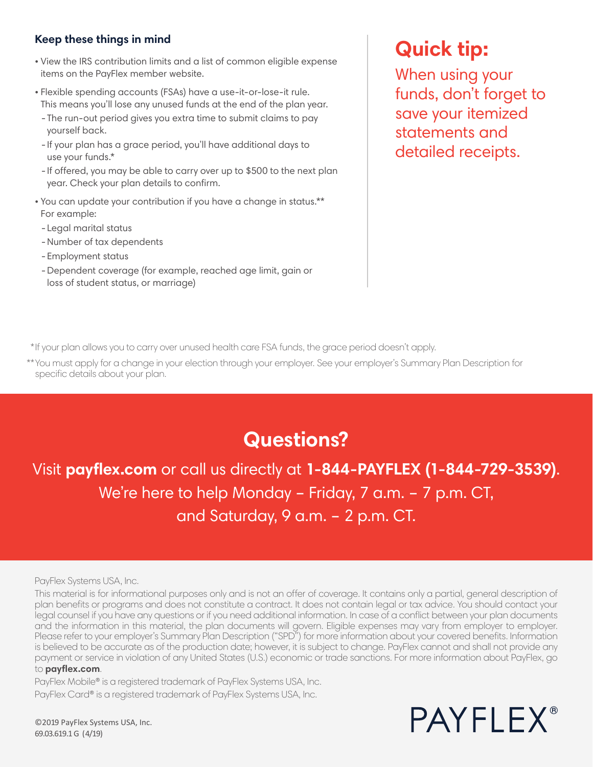### Keep these things in mind

- View the IRS contribution limits and a list of common eligible expense items on the PayFlex member website.
- Flexible spending accounts (FSAs) have a use-it-or-lose-it rule. This means you'll lose any unused funds at the end of the plan year.
  - The run-out period gives you extra time to submit claims to pay yourself back.
  - If your plan has a grace period, you'll have additional days to use your funds.*
  - If offered, you may be able to carry over up to $500 to the next plan year. Check your plan details to confirm.
- You can update your contribution if you have a change in status.** For example:
  - Legal marital status
  - Number of tax dependents
  - Employment status
  - Dependent coverage (for example, reached age limit, gain or loss of student status, or marriage)

## Quick tip:

When using your funds, don't forget to save your itemized statements and detailed receipts.

*If your plan allows you to carry over unused health care FSA funds, the grace period doesn't apply.

**You must apply for a change in your election through your employer. See your employer's Summary Plan Description for specific details about your plan.

## Questions?

Visit **payflex.com** or call us directly at **1-844-PAYFLEX (1-844-729-3539)**. We're here to help Monday – Friday, 7 a.m. – 7 p.m. CT, and Saturday, 9 a.m. – 2 p.m. CT.

PayFlex Systems USA, Inc.

This material is for informational purposes only and is not an offer of coverage. It contains only a partial, general description of plan benefits or programs and does not constitute a contract. It does not contain legal or tax advice. You should contact your legal counsel if you have any questions or if you need additional information. In case of a conflict between your plan documents and the information in this material, the plan documents will govern. Eligible expenses may vary from employer to employer. Please refer to your employer's Summary Plan Description ("SPD") for more information about your covered benefits. Information is believed to be accurate as of the production date; however, it is subject to change. PayFlex cannot and shall not provide any payment or service in violation of any United States (U.S.) economic or trade sanctions. For more information about PayFlex, go to **payflex.com**.

PayFlex Mobile® is a registered trademark of PayFlex Systems USA, Inc.

PayFlex Card® is a registered trademark of PayFlex Systems USA, Inc.

©2019 PayFlex Systems USA, Inc.
69.03.619.1 G (4/19)

PAYFLEX®